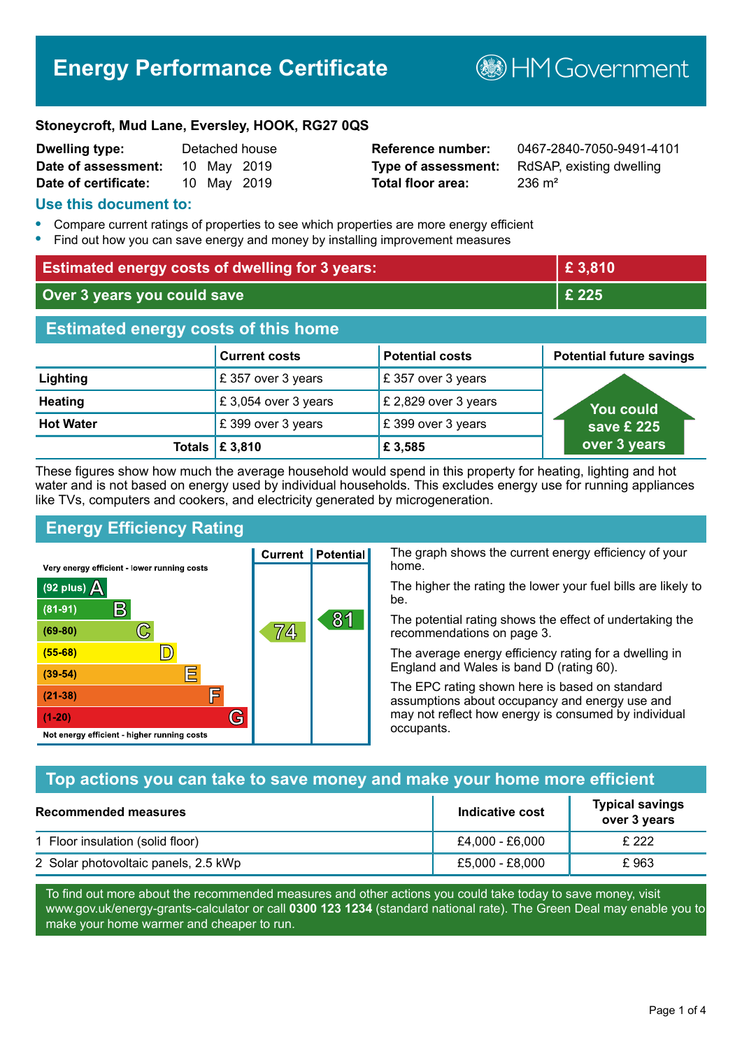# Energy Performance Certificate

HM Government

**Stoneycroft, Mud Lane, Eversley, HOOK, RG27 0QS**

| | | | |
|---|---|---|---|
| **Dwelling type:** | Detached house | **Reference number:** | 0467-2840-7050-9491-4101 |
| **Date of assessment:** | 10 May 2019 | **Type of assessment:** | RdSAP, existing dwelling |
| **Date of certificate:** | 10 May 2019 | **Total floor area:** | 236 m² |

## Use this document to:

- Compare current ratings of properties to see which properties are more energy efficient
- Find out how you can save energy and money by installing improvement measures

| | |
|---|---|
| **Estimated energy costs of dwelling for 3 years:** | **£ 3,810** |
| **Over 3 years you could save** | **£ 225** |

## Estimated energy costs of this home

| | Current costs | Potential costs | Potential future savings |
|---|---|---|---|
| **Lighting** | £ 357 over 3 years | £ 357 over 3 years | You could save £ 225 over 3 years |
| **Heating** | £ 3,054 over 3 years | £ 2,829 over 3 years | |
| **Hot Water** | £ 399 over 3 years | £ 399 over 3 years | |
| **Totals** | **£ 3,810** | **£ 3,585** | |

These figures show how much the average household would spend in this property for heating, lighting and hot water and is not based on energy used by individual households. This excludes energy use for running appliances like TVs, computers and cookers, and electricity generated by microgeneration.

## Energy Efficiency Rating

| Rating band | Current | Potential |
|---|---|---|
| Very energy efficient - lower running costs | | |
| (92 plus) A | | |
| (81-91) B | | 81 |
| (69-80) C | 74 | |
| (55-68) D | | |
| (39-54) E | | |
| (21-38) F | | |
| (1-20) G | | |
| Not energy efficient - higher running costs | | |

The graph shows the current energy efficiency of your home.

The higher the rating the lower your fuel bills are likely to be.

The potential rating shows the effect of undertaking the recommendations on page 3.

The average energy efficiency rating for a dwelling in England and Wales is band D (rating 60).

The EPC rating shown here is based on standard assumptions about occupancy and energy use and may not reflect how energy is consumed by individual occupants.

## Top actions you can take to save money and make your home more efficient

| Recommended measures | Indicative cost | Typical savings over 3 years |
|---|---|---|
| 1 Floor insulation (solid floor) | £4,000 - £6,000 | £ 222 |
| 2 Solar photovoltaic panels, 2.5 kWp | £5,000 - £8,000 | £ 963 |

To find out more about the recommended measures and other actions you could take today to save money, visit www.gov.uk/energy-grants-calculator or call **0300 123 1234** (standard national rate). The Green Deal may enable you to make your home warmer and cheaper to run.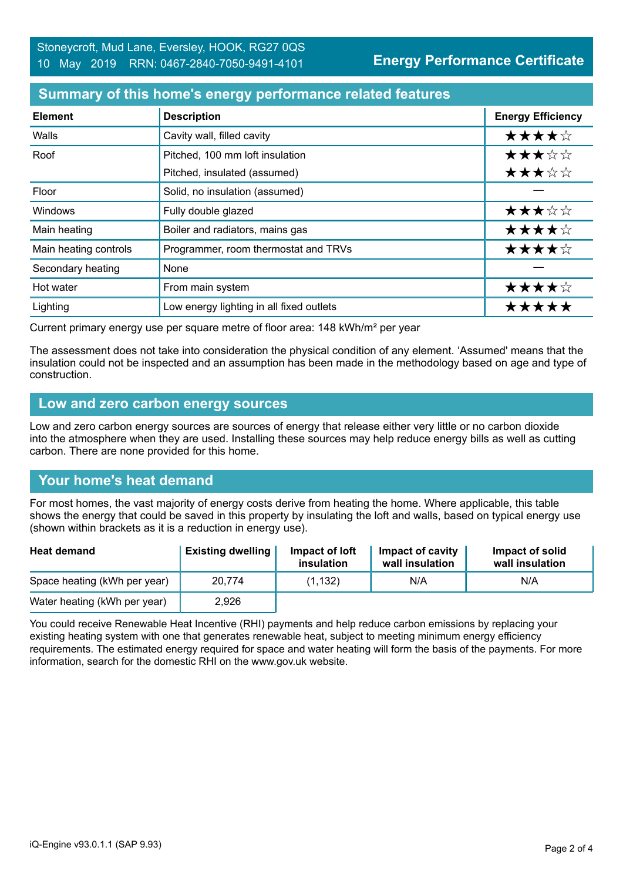Stoneycroft, Mud Lane, Eversley, HOOK, RG27 0QS
10 May 2019 RRN: 0467-2840-7050-9491-4101

**Energy Performance Certificate**

## Summary of this home's energy performance related features

| Element | Description | Energy Efficiency |
|---|---|---|
| Walls | Cavity wall, filled cavity | ★★★★☆ |
| Roof | Pitched, 100 mm loft insulation | ★★★☆☆ |
| | Pitched, insulated (assumed) | ★★★☆☆ |
| Floor | Solid, no insulation (assumed) | — |
| Windows | Fully double glazed | ★★★☆☆ |
| Main heating | Boiler and radiators, mains gas | ★★★★☆ |
| Main heating controls | Programmer, room thermostat and TRVs | ★★★★☆ |
| Secondary heating | None | — |
| Hot water | From main system | ★★★★☆ |
| Lighting | Low energy lighting in all fixed outlets | ★★★★★ |

Current primary energy use per square metre of floor area: 148 kWh/m² per year

The assessment does not take into consideration the physical condition of any element. 'Assumed' means that the insulation could not be inspected and an assumption has been made in the methodology based on age and type of construction.

## Low and zero carbon energy sources

Low and zero carbon energy sources are sources of energy that release either very little or no carbon dioxide into the atmosphere when they are used. Installing these sources may help reduce energy bills as well as cutting carbon. There are none provided for this home.

## Your home's heat demand

For most homes, the vast majority of energy costs derive from heating the home. Where applicable, this table shows the energy that could be saved in this property by insulating the loft and walls, based on typical energy use (shown within brackets as it is a reduction in energy use).

| Heat demand | Existing dwelling | Impact of loft insulation | Impact of cavity wall insulation | Impact of solid wall insulation |
|---|---|---|---|---|
| Space heating (kWh per year) | 20,774 | (1,132) | N/A | N/A |
| Water heating (kWh per year) | 2,926 | | | |

You could receive Renewable Heat Incentive (RHI) payments and help reduce carbon emissions by replacing your existing heating system with one that generates renewable heat, subject to meeting minimum energy efficiency requirements. The estimated energy required for space and water heating will form the basis of the payments. For more information, search for the domestic RHI on the www.gov.uk website.

iQ-Engine v93.0.1.1 (SAP 9.93)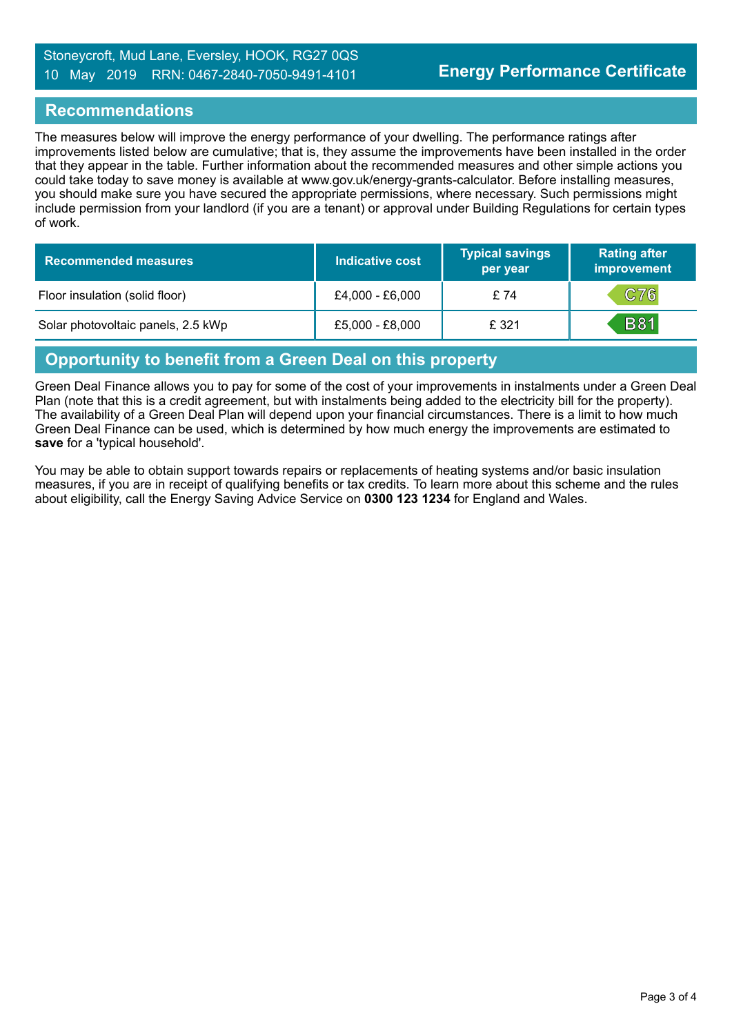## Recommendations

The measures below will improve the energy performance of your dwelling. The performance ratings after improvements listed below are cumulative; that is, they assume the improvements have been installed in the order that they appear in the table. Further information about the recommended measures and other simple actions you could take today to save money is available at www.gov.uk/energy-grants-calculator. Before installing measures, you should make sure you have secured the appropriate permissions, where necessary. Such permissions might include permission from your landlord (if you are a tenant) or approval under Building Regulations for certain types of work.

| Recommended measures | Indicative cost | Typical savings per year | Rating after improvement |
|---|---|---|---|
| Floor insulation (solid floor) | £4,000 - £6,000 | £ 74 | C76 |
| Solar photovoltaic panels, 2.5 kWp | £5,000 - £8,000 | £ 321 | B81 |

## Opportunity to benefit from a Green Deal on this property

Green Deal Finance allows you to pay for some of the cost of your improvements in instalments under a Green Deal Plan (note that this is a credit agreement, but with instalments being added to the electricity bill for the property). The availability of a Green Deal Plan will depend upon your financial circumstances. There is a limit to how much Green Deal Finance can be used, which is determined by how much energy the improvements are estimated to **save** for a 'typical household'.

You may be able to obtain support towards repairs or replacements of heating systems and/or basic insulation measures, if you are in receipt of qualifying benefits or tax credits. To learn more about this scheme and the rules about eligibility, call the Energy Saving Advice Service on **0300 123 1234** for England and Wales.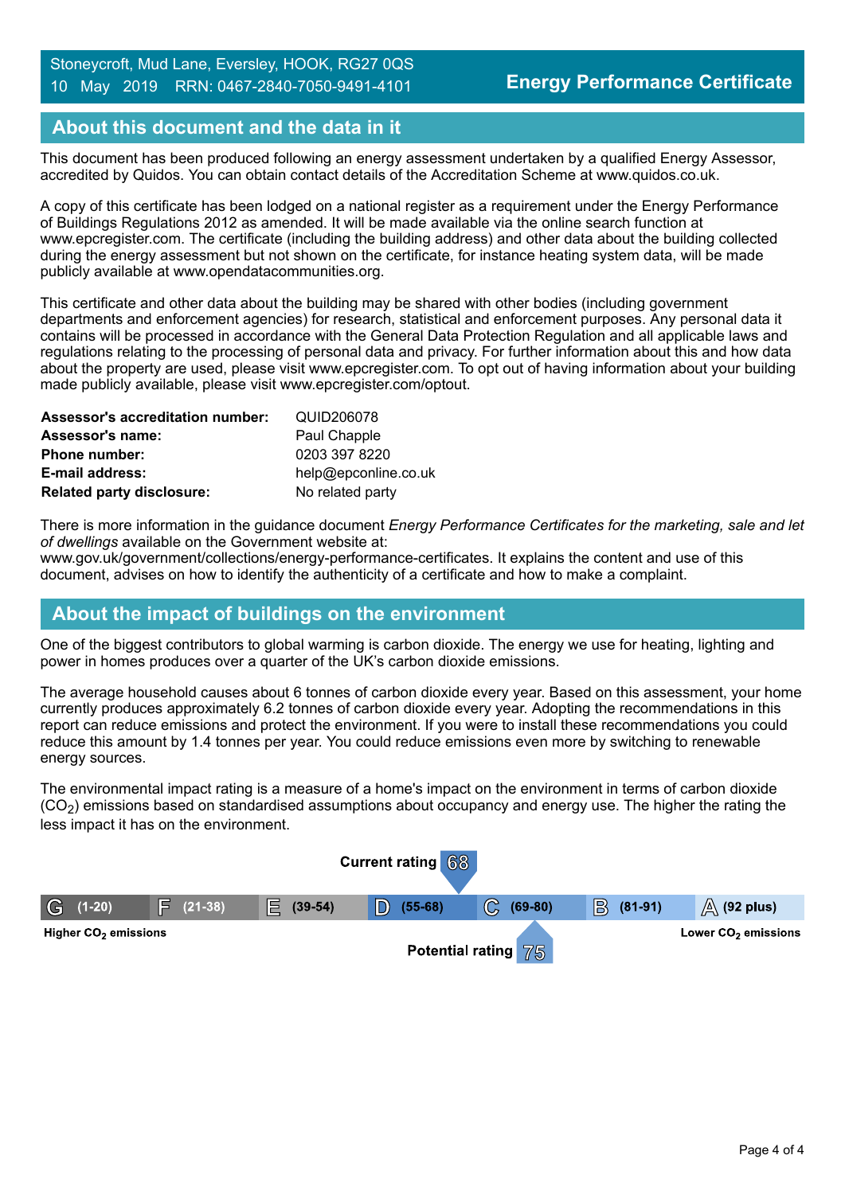Stoneycroft, Mud Lane, Eversley, HOOK, RG27 0QS
10 May 2019 RRN: 0467-2840-7050-9491-4101

**Energy Performance Certificate**

## About this document and the data in it

This document has been produced following an energy assessment undertaken by a qualified Energy Assessor, accredited by Quidos. You can obtain contact details of the Accreditation Scheme at www.quidos.co.uk.

A copy of this certificate has been lodged on a national register as a requirement under the Energy Performance of Buildings Regulations 2012 as amended. It will be made available via the online search function at www.epcregister.com. The certificate (including the building address) and other data about the building collected during the energy assessment but not shown on the certificate, for instance heating system data, will be made publicly available at www.opendatacommunities.org.

This certificate and other data about the building may be shared with other bodies (including government departments and enforcement agencies) for research, statistical and enforcement purposes. Any personal data it contains will be processed in accordance with the General Data Protection Regulation and all applicable laws and regulations relating to the processing of personal data and privacy. For further information about this and how data about the property are used, please visit www.epcregister.com. To opt out of having information about your building made publicly available, please visit www.epcregister.com/optout.

| | |
|---|---|
| **Assessor's accreditation number:** | QUID206078 |
| **Assessor's name:** | Paul Chapple |
| **Phone number:** | 0203 397 8220 |
| **E-mail address:** | help@epconline.co.uk |
| **Related party disclosure:** | No related party |

There is more information in the guidance document *Energy Performance Certificates for the marketing, sale and let of dwellings* available on the Government website at: www.gov.uk/government/collections/energy-performance-certificates. It explains the content and use of this document, advises on how to identify the authenticity of a certificate and how to make a complaint.

## About the impact of buildings on the environment

One of the biggest contributors to global warming is carbon dioxide. The energy we use for heating, lighting and power in homes produces over a quarter of the UK's carbon dioxide emissions.

The average household causes about 6 tonnes of carbon dioxide every year. Based on this assessment, your home currently produces approximately 6.2 tonnes of carbon dioxide every year. Adopting the recommendations in this report can reduce emissions and protect the environment. If you were to install these recommendations you could reduce this amount by 1.4 tonnes per year. You could reduce emissions even more by switching to renewable energy sources.

The environmental impact rating is a measure of a home's impact on the environment in terms of carbon dioxide ($CO_2$) emissions based on standardised assumptions about occupancy and energy use. The higher the rating the less impact it has on the environment.

Current rating 68

G (1-20)
F (21-38)
E (39-54)
D (55-68)
C (69-80)
B (81-91)
A (92 plus)

Higher $CO_2$ emissions
Lower $CO_2$ emissions

Potential rating 75